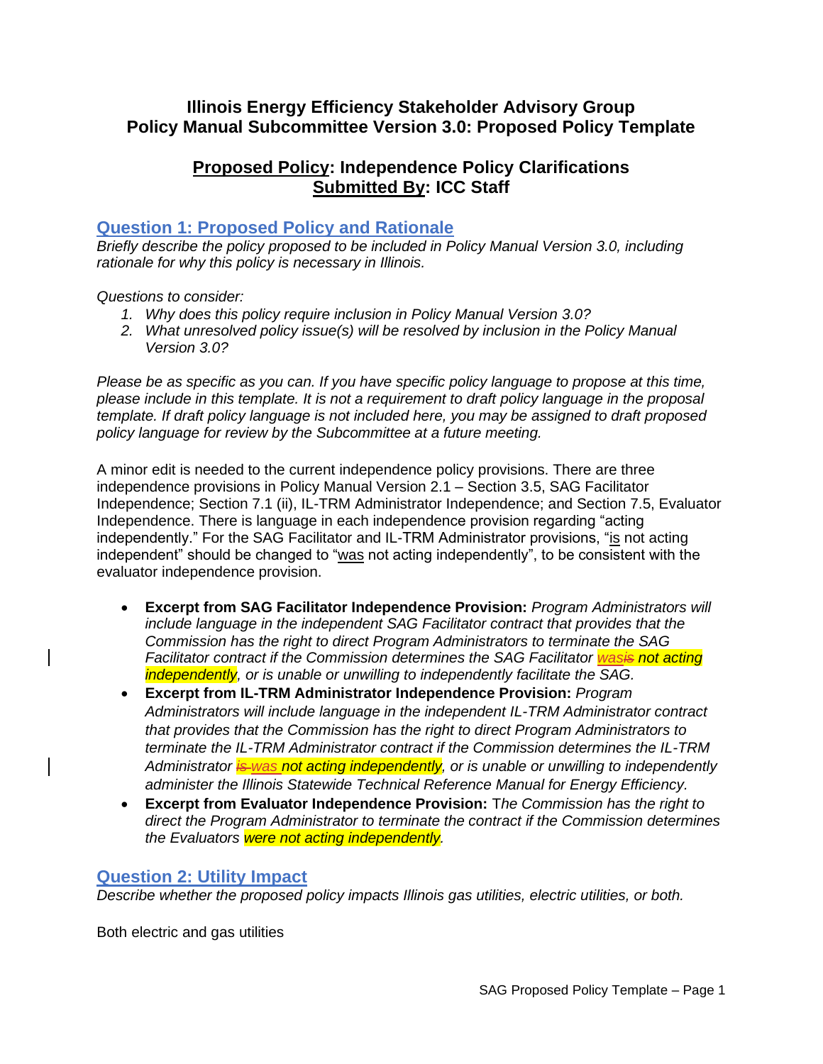# Illinois Energy Efficiency Stakeholder Advisory Group
# Policy Manual Subcommittee Version 3.0: Proposed Policy Template

## **Proposed Policy**: Independence Policy Clarifications
## **Submitted By**: ICC Staff

### Question 1: Proposed Policy and Rationale

*Briefly describe the policy proposed to be included in Policy Manual Version 3.0, including rationale for why this policy is necessary in Illinois.*

*Questions to consider:*

1. *Why does this policy require inclusion in Policy Manual Version 3.0?*
2. *What unresolved policy issue(s) will be resolved by inclusion in the Policy Manual Version 3.0?*

*Please be as specific as you can. If you have specific policy language to propose at this time, please include in this template. It is not a requirement to draft policy language in the proposal template. If draft policy language is not included here, you may be assigned to draft proposed policy language for review by the Subcommittee at a future meeting.*

A minor edit is needed to the current independence policy provisions. There are three independence provisions in Policy Manual Version 2.1 – Section 3.5, SAG Facilitator Independence; Section 7.1 (ii), IL-TRM Administrator Independence; and Section 7.5, Evaluator Independence. There is language in each independence provision regarding "acting independently." For the SAG Facilitator and IL-TRM Administrator provisions, "is not acting independent" should be changed to "was not acting independently", to be consistent with the evaluator independence provision.

- **Excerpt from SAG Facilitator Independence Provision:** *Program Administrators will include language in the independent SAG Facilitator contract that provides that the Commission has the right to direct Program Administrators to terminate the SAG Facilitator contract if the Commission determines the SAG Facilitator ~~is~~ was not acting independently, or is unable or unwilling to independently facilitate the SAG.*
- **Excerpt from IL-TRM Administrator Independence Provision:** *Program Administrators will include language in the independent IL-TRM Administrator contract that provides that the Commission has the right to direct Program Administrators to terminate the IL-TRM Administrator contract if the Commission determines the IL-TRM Administrator ~~is~~ was not acting independently, or is unable or unwilling to independently administer the Illinois Statewide Technical Reference Manual for Energy Efficiency.*
- **Excerpt from Evaluator Independence Provision:** T*he Commission has the right to direct the Program Administrator to terminate the contract if the Commission determines the Evaluators were not acting independently.*

### Question 2: Utility Impact

*Describe whether the proposed policy impacts Illinois gas utilities, electric utilities, or both.*

Both electric and gas utilities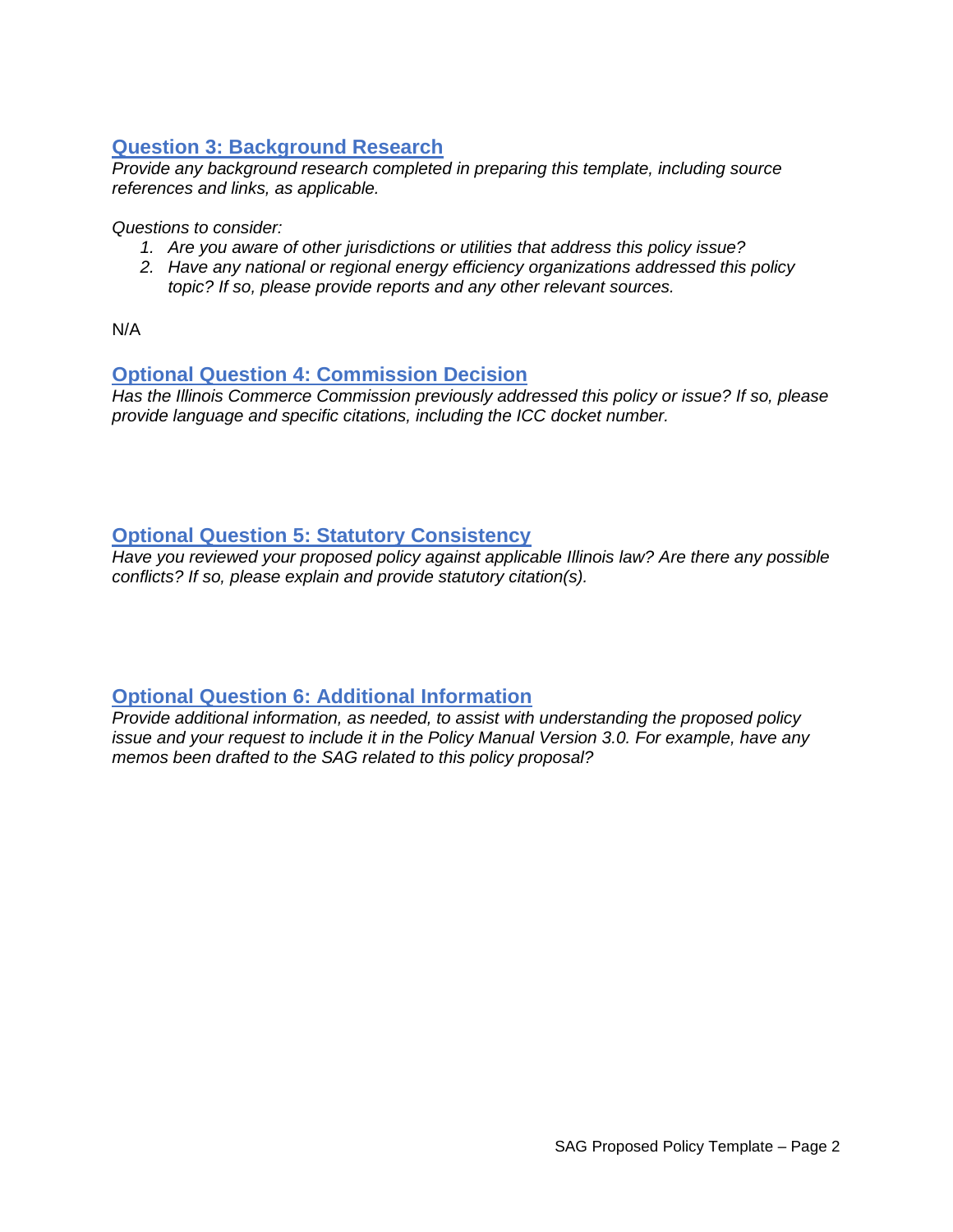## Question 3: Background Research

*Provide any background research completed in preparing this template, including source references and links, as applicable.*

*Questions to consider:*

1. *Are you aware of other jurisdictions or utilities that address this policy issue?*
2. *Have any national or regional energy efficiency organizations addressed this policy topic? If so, please provide reports and any other relevant sources.*

N/A

## Optional Question 4: Commission Decision

*Has the Illinois Commerce Commission previously addressed this policy or issue? If so, please provide language and specific citations, including the ICC docket number.*

## Optional Question 5: Statutory Consistency

*Have you reviewed your proposed policy against applicable Illinois law? Are there any possible conflicts? If so, please explain and provide statutory citation(s).*

## Optional Question 6: Additional Information

*Provide additional information, as needed, to assist with understanding the proposed policy issue and your request to include it in the Policy Manual Version 3.0. For example, have any memos been drafted to the SAG related to this policy proposal?*